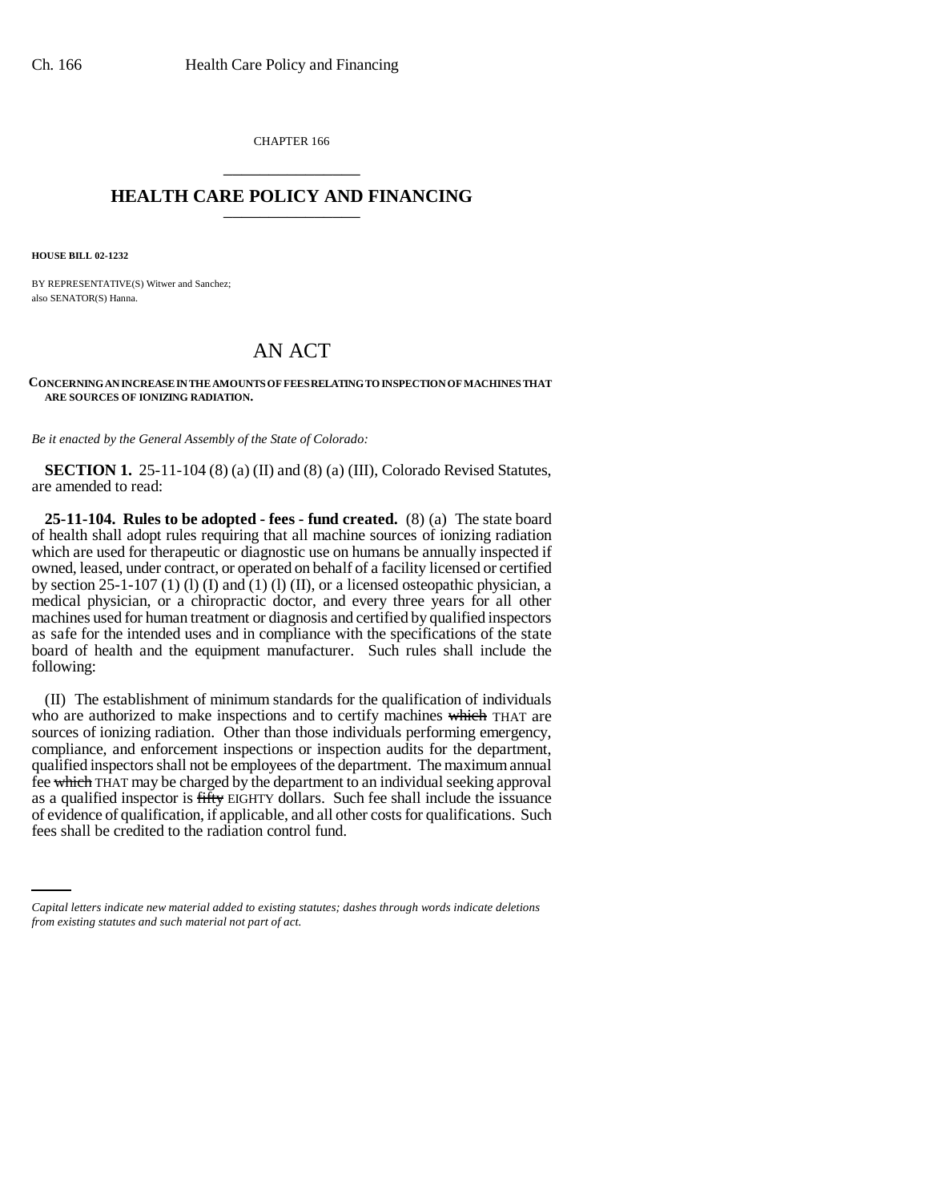CHAPTER 166

# HEALTH CARE POLICY AND FINANCING

**HOUSE BILL 02-1232**

BY REPRESENTATIVE(S) Witwer and Sanchez;
also SENATOR(S) Hanna.

# AN ACT

**CONCERNING AN INCREASE IN THE AMOUNTS OF FEES RELATING TO INSPECTION OF MACHINES THAT ARE SOURCES OF IONIZING RADIATION.**

*Be it enacted by the General Assembly of the State of Colorado:*

**SECTION 1.** 25-11-104 (8) (a) (II) and (8) (a) (III), Colorado Revised Statutes, are amended to read:

**25-11-104. Rules to be adopted - fees - fund created.** (8) (a) The state board of health shall adopt rules requiring that all machine sources of ionizing radiation which are used for therapeutic or diagnostic use on humans be annually inspected if owned, leased, under contract, or operated on behalf of a facility licensed or certified by section 25-1-107 (1) (l) (I) and (1) (l) (II), or a licensed osteopathic physician, a medical physician, or a chiropractic doctor, and every three years for all other machines used for human treatment or diagnosis and certified by qualified inspectors as safe for the intended uses and in compliance with the specifications of the state board of health and the equipment manufacturer. Such rules shall include the following:

(II) The establishment of minimum standards for the qualification of individuals who are authorized to make inspections and to certify machines ~~which~~ THAT are sources of ionizing radiation. Other than those individuals performing emergency, compliance, and enforcement inspections or inspection audits for the department, qualified inspectors shall not be employees of the department. The maximum annual fee ~~which~~ THAT may be charged by the department to an individual seeking approval as a qualified inspector is ~~fifty~~ EIGHTY dollars. Such fee shall include the issuance of evidence of qualification, if applicable, and all other costs for qualifications. Such fees shall be credited to the radiation control fund.

*Capital letters indicate new material added to existing statutes; dashes through words indicate deletions from existing statutes and such material not part of act.*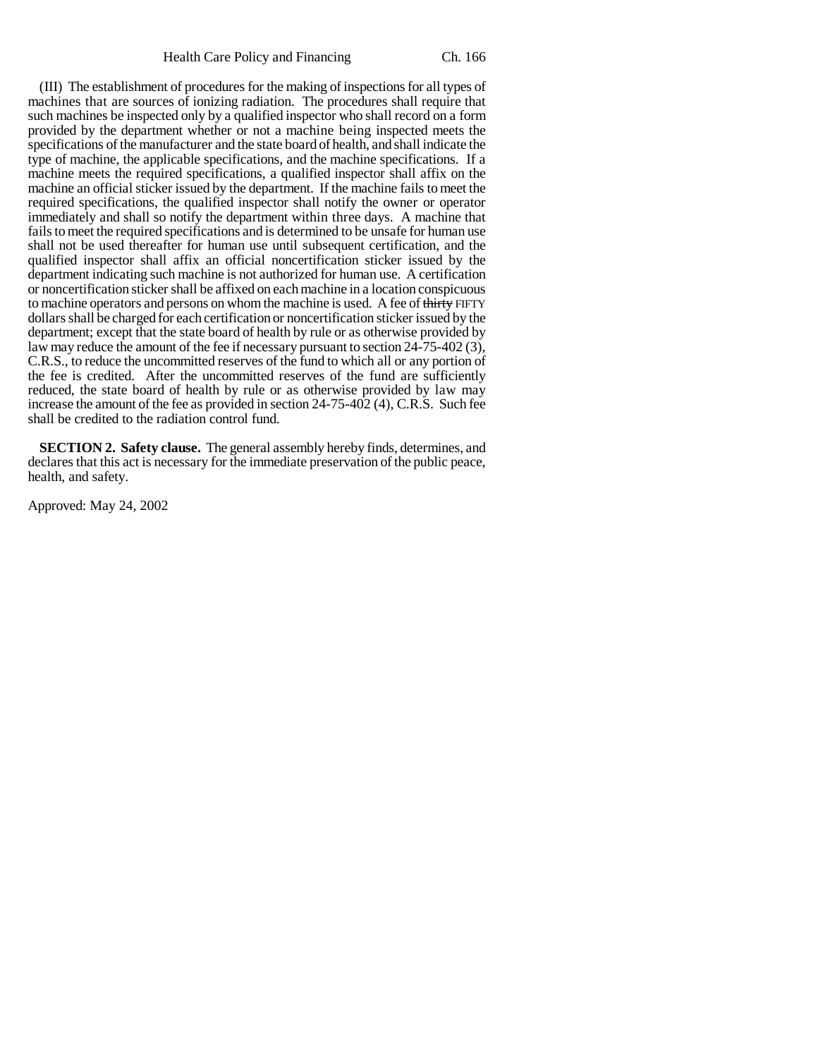(III) The establishment of procedures for the making of inspections for all types of machines that are sources of ionizing radiation. The procedures shall require that such machines be inspected only by a qualified inspector who shall record on a form provided by the department whether or not a machine being inspected meets the specifications of the manufacturer and the state board of health, and shall indicate the type of machine, the applicable specifications, and the machine specifications. If a machine meets the required specifications, a qualified inspector shall affix on the machine an official sticker issued by the department. If the machine fails to meet the required specifications, the qualified inspector shall notify the owner or operator immediately and shall so notify the department within three days. A machine that fails to meet the required specifications and is determined to be unsafe for human use shall not be used thereafter for human use until subsequent certification, and the qualified inspector shall affix an official noncertification sticker issued by the department indicating such machine is not authorized for human use. A certification or noncertification sticker shall be affixed on each machine in a location conspicuous to machine operators and persons on whom the machine is used. A fee of ~~thirty~~ FIFTY dollars shall be charged for each certification or noncertification sticker issued by the department; except that the state board of health by rule or as otherwise provided by law may reduce the amount of the fee if necessary pursuant to section 24-75-402 (3), C.R.S., to reduce the uncommitted reserves of the fund to which all or any portion of the fee is credited. After the uncommitted reserves of the fund are sufficiently reduced, the state board of health by rule or as otherwise provided by law may increase the amount of the fee as provided in section 24-75-402 (4), C.R.S. Such fee shall be credited to the radiation control fund.

**SECTION 2. Safety clause.** The general assembly hereby finds, determines, and declares that this act is necessary for the immediate preservation of the public peace, health, and safety.

Approved: May 24, 2002